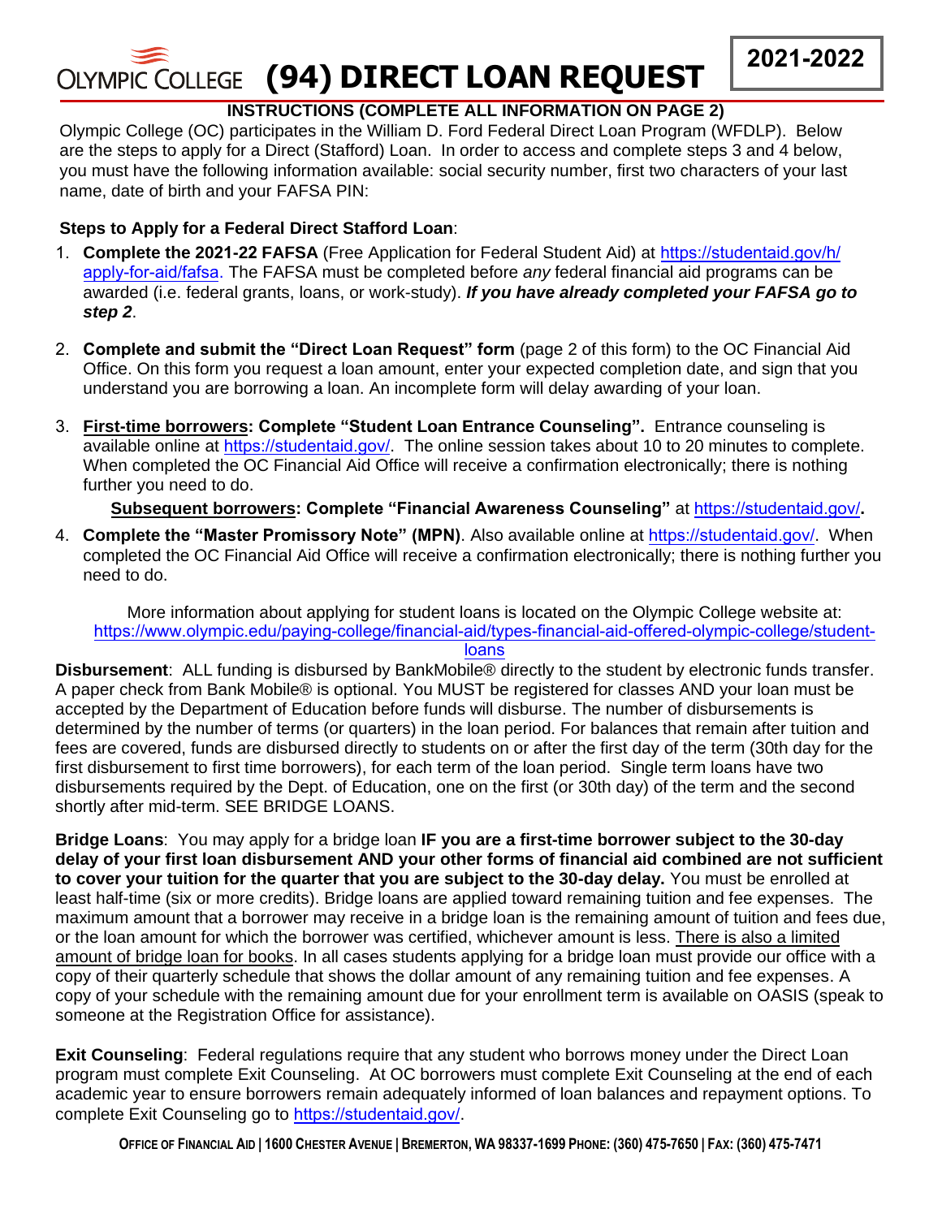# OLYMPIC COLLEGE (94) DIRECT LOAN REQUEST

**2021-2022**

**INSTRUCTIONS (COMPLETE ALL INFORMATION ON PAGE 2)**

Olympic College (OC) participates in the William D. Ford Federal Direct Loan Program (WFDLP). Below are the steps to apply for a Direct (Stafford) Loan. In order to access and complete steps 3 and 4 below, you must have the following information available: social security number, first two characters of your last name, date of birth and your FAFSA PIN:

**Steps to Apply for a Federal Direct Stafford Loan**:

1. **Complete the 2021-22 FAFSA** (Free Application for Federal Student Aid) at https://studentaid.gov/h/apply-for-aid/fafsa. The FAFSA must be completed before *any* federal financial aid programs can be awarded (i.e. federal grants, loans, or work-study). ***If you have already completed your FAFSA go to step 2***.

2. **Complete and submit the "Direct Loan Request" form** (page 2 of this form) to the OC Financial Aid Office. On this form you request a loan amount, enter your expected completion date, and sign that you understand you are borrowing a loan. An incomplete form will delay awarding of your loan.

3. **First-time borrowers: Complete "Student Loan Entrance Counseling".** Entrance counseling is available online at https://studentaid.gov/. The online session takes about 10 to 20 minutes to complete. When completed the OC Financial Aid Office will receive a confirmation electronically; there is nothing further you need to do.

   **Subsequent borrowers: Complete "Financial Awareness Counseling"** at **https://studentaid.gov/.**

4. **Complete the "Master Promissory Note" (MPN)**. Also available online at https://studentaid.gov/. When completed the OC Financial Aid Office will receive a confirmation electronically; there is nothing further you need to do.

More information about applying for student loans is located on the Olympic College website at: https://www.olympic.edu/paying-college/financial-aid/types-financial-aid-offered-olympic-college/student-loans

**Disbursement**: ALL funding is disbursed by BankMobile® directly to the student by electronic funds transfer. A paper check from Bank Mobile® is optional. You MUST be registered for classes AND your loan must be accepted by the Department of Education before funds will disburse. The number of disbursements is determined by the number of terms (or quarters) in the loan period. For balances that remain after tuition and fees are covered, funds are disbursed directly to students on or after the first day of the term (30th day for the first disbursement to first time borrowers), for each term of the loan period. Single term loans have two disbursements required by the Dept. of Education, one on the first (or 30th day) of the term and the second shortly after mid-term. SEE BRIDGE LOANS.

**Bridge Loans**: You may apply for a bridge loan **IF you are a first-time borrower subject to the 30-day delay of your first loan disbursement AND your other forms of financial aid combined are not sufficient to cover your tuition for the quarter that you are subject to the 30-day delay.** You must be enrolled at least half-time (six or more credits). Bridge loans are applied toward remaining tuition and fee expenses. The maximum amount that a borrower may receive in a bridge loan is the remaining amount of tuition and fees due, or the loan amount for which the borrower was certified, whichever amount is less. There is also a limited amount of bridge loan for books. In all cases students applying for a bridge loan must provide our office with a copy of their quarterly schedule that shows the dollar amount of any remaining tuition and fee expenses. A copy of your schedule with the remaining amount due for your enrollment term is available on OASIS (speak to someone at the Registration Office for assistance).

**Exit Counseling**: Federal regulations require that any student who borrows money under the Direct Loan program must complete Exit Counseling. At OC borrowers must complete Exit Counseling at the end of each academic year to ensure borrowers remain adequately informed of loan balances and repayment options. To complete Exit Counseling go to https://studentaid.gov/.

**OFFICE OF FINANCIAL AID | 1600 CHESTER AVENUE | BREMERTON, WA 98337-1699 PHONE: (360) 475-7650 | FAX: (360) 475-7471**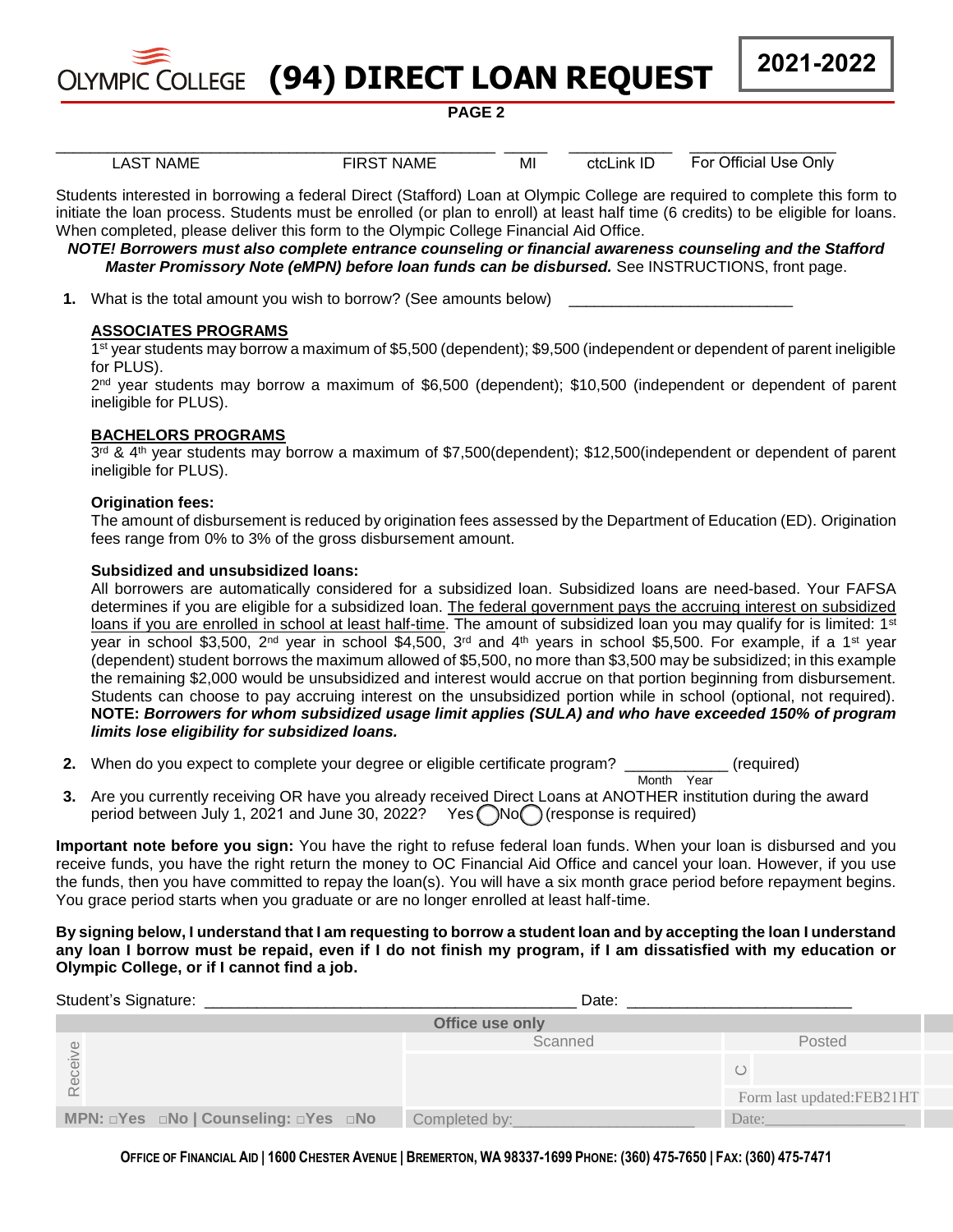# OLYMPIC COLLEGE (94) DIRECT LOAN REQUEST

**2021-2022**

**PAGE 2**

| | | | | |
|---|---|---|---|---|
| LAST NAME | FIRST NAME | MI | ctcLink ID | For Official Use Only |

Students interested in borrowing a federal Direct (Stafford) Loan at Olympic College are required to complete this form to initiate the loan process. Students must be enrolled (or plan to enroll) at least half time (6 credits) to be eligible for loans. When completed, please deliver this form to the Olympic College Financial Aid Office.

***NOTE! Borrowers must also complete entrance counseling or financial awareness counseling and the Stafford Master Promissory Note (eMPN) before loan funds can be disbursed.*** See INSTRUCTIONS, front page.

**1.** What is the total amount you wish to borrow? (See amounts below) ________________________

**ASSOCIATES PROGRAMS**

1st year students may borrow a maximum of $5,500 (dependent); $9,500 (independent or dependent of parent ineligible for PLUS).

2nd year students may borrow a maximum of $6,500 (dependent); $10,500 (independent or dependent of parent ineligible for PLUS).

**BACHELORS PROGRAMS**

3rd & 4th year students may borrow a maximum of $7,500(dependent); $12,500(independent or dependent of parent ineligible for PLUS).

**Origination fees:**

The amount of disbursement is reduced by origination fees assessed by the Department of Education (ED). Origination fees range from 0% to 3% of the gross disbursement amount.

**Subsidized and unsubsidized loans:**

All borrowers are automatically considered for a subsidized loan. Subsidized loans are need-based. Your FAFSA determines if you are eligible for a subsidized loan. The federal government pays the accruing interest on subsidized loans if you are enrolled in school at least half-time. The amount of subsidized loan you may qualify for is limited: 1st year in school $3,500, 2nd year in school $4,500, 3rd and 4th years in school $5,500. For example, if a 1st year (dependent) student borrows the maximum allowed of $5,500, no more than $3,500 may be subsidized; in this example the remaining $2,000 would be unsubsidized and interest would accrue on that portion beginning from disbursement. Students can choose to pay accruing interest on the unsubsidized portion while in school (optional, not required). **NOTE:** ***Borrowers for whom subsidized usage limit applies (SULA) and who have exceeded 150% of program limits lose eligibility for subsidized loans.***

**2.** When do you expect to complete your degree or eligible certificate program? ___________ (required)
Month Year

**3.** Are you currently receiving OR have you already received Direct Loans at ANOTHER institution during the award period between July 1, 2021 and June 30, 2022? Yes ◯ No ◯ (response is required)

**Important note before you sign:** You have the right to refuse federal loan funds. When your loan is disbursed and you receive funds, you have the right return the money to OC Financial Aid Office and cancel your loan. However, if you use the funds, then you have committed to repay the loan(s). You will have a six month grace period before repayment begins. You grace period starts when you graduate or are no longer enrolled at least half-time.

**By signing below, I understand that I am requesting to borrow a student loan and by accepting the loan I understand any loan I borrow must be repaid, even if I do not finish my program, if I am dissatisfied with my education or Olympic College, or if I cannot find a job.**

Student's Signature: ____________________________________ Date: ______________________

| Office use only | | |
|---|---|---|
| Receive | Scanned | Posted |
| | | ◯ |
| | | Form last updated:FEB21HT |
| MPN: □Yes □No \| Counseling: □Yes □No | Completed by:____________________ | Date:________________ |

**OFFICE OF FINANCIAL AID | 1600 CHESTER AVENUE | BREMERTON, WA 98337-1699 PHONE: (360) 475-7650 | FAX: (360) 475-7471**